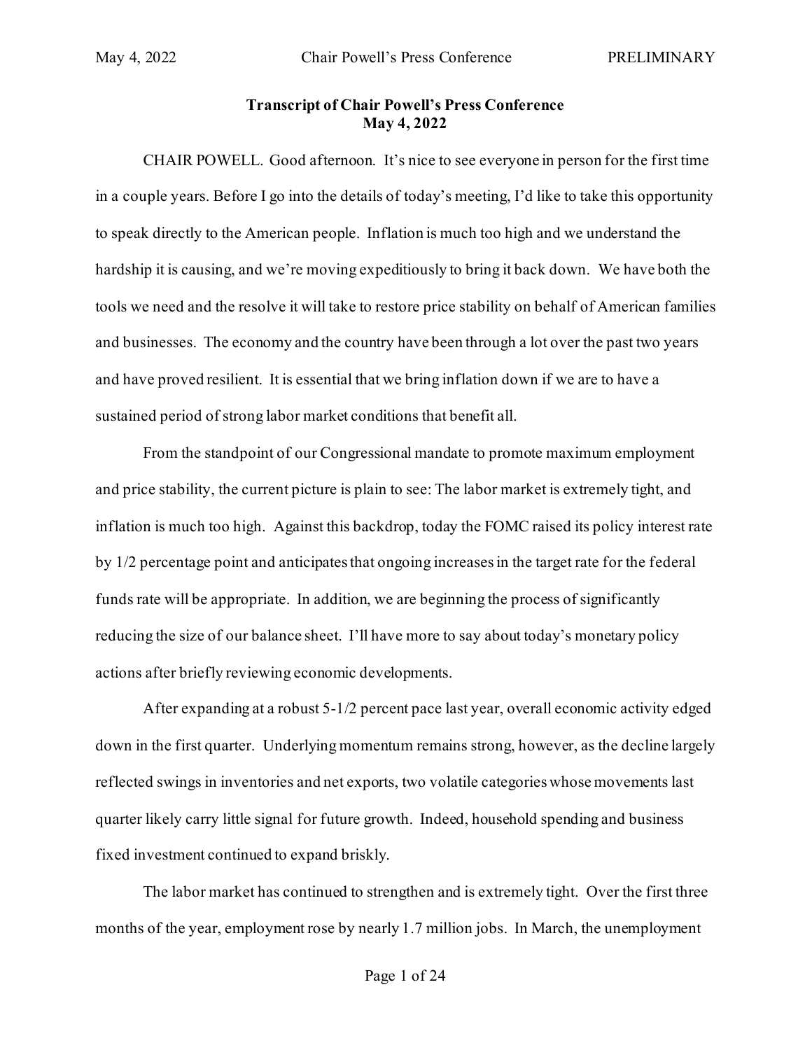**Transcript of Chair Powell's Press Conference**
**May 4, 2022**

CHAIR POWELL. Good afternoon. It's nice to see everyone in person for the first time in a couple years. Before I go into the details of today's meeting, I'd like to take this opportunity to speak directly to the American people. Inflation is much too high and we understand the hardship it is causing, and we're moving expeditiously to bring it back down. We have both the tools we need and the resolve it will take to restore price stability on behalf of American families and businesses. The economy and the country have been through a lot over the past two years and have proved resilient. It is essential that we bring inflation down if we are to have a sustained period of strong labor market conditions that benefit all.

From the standpoint of our Congressional mandate to promote maximum employment and price stability, the current picture is plain to see: The labor market is extremely tight, and inflation is much too high. Against this backdrop, today the FOMC raised its policy interest rate by 1/2 percentage point and anticipates that ongoing increases in the target rate for the federal funds rate will be appropriate. In addition, we are beginning the process of significantly reducing the size of our balance sheet. I'll have more to say about today's monetary policy actions after briefly reviewing economic developments.

After expanding at a robust 5-1/2 percent pace last year, overall economic activity edged down in the first quarter. Underlying momentum remains strong, however, as the decline largely reflected swings in inventories and net exports, two volatile categories whose movements last quarter likely carry little signal for future growth. Indeed, household spending and business fixed investment continued to expand briskly.

The labor market has continued to strengthen and is extremely tight. Over the first three months of the year, employment rose by nearly 1.7 million jobs. In March, the unemployment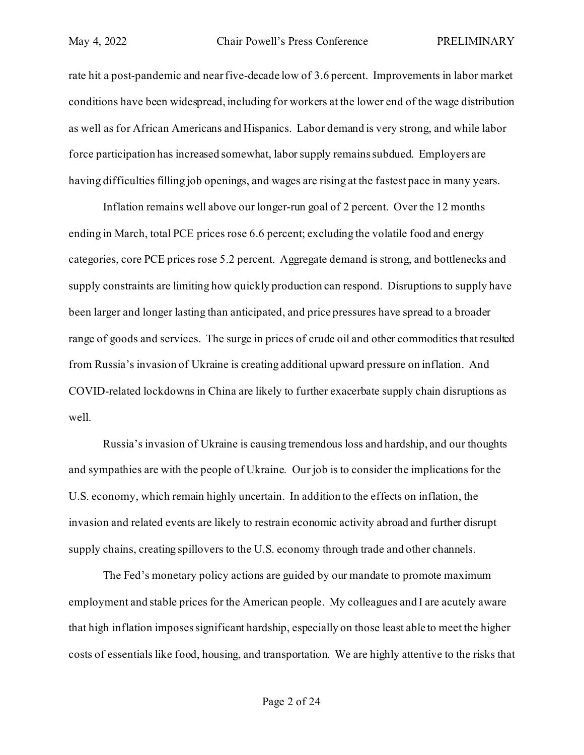rate hit a post-pandemic and near five-decade low of 3.6 percent. Improvements in labor market conditions have been widespread, including for workers at the lower end of the wage distribution as well as for African Americans and Hispanics. Labor demand is very strong, and while labor force participation has increased somewhat, labor supply remains subdued. Employers are having difficulties filling job openings, and wages are rising at the fastest pace in many years.

Inflation remains well above our longer-run goal of 2 percent. Over the 12 months ending in March, total PCE prices rose 6.6 percent; excluding the volatile food and energy categories, core PCE prices rose 5.2 percent. Aggregate demand is strong, and bottlenecks and supply constraints are limiting how quickly production can respond. Disruptions to supply have been larger and longer lasting than anticipated, and price pressures have spread to a broader range of goods and services. The surge in prices of crude oil and other commodities that resulted from Russia's invasion of Ukraine is creating additional upward pressure on inflation. And COVID-related lockdowns in China are likely to further exacerbate supply chain disruptions as well.

Russia's invasion of Ukraine is causing tremendous loss and hardship, and our thoughts and sympathies are with the people of Ukraine. Our job is to consider the implications for the U.S. economy, which remain highly uncertain. In addition to the effects on inflation, the invasion and related events are likely to restrain economic activity abroad and further disrupt supply chains, creating spillovers to the U.S. economy through trade and other channels.

The Fed's monetary policy actions are guided by our mandate to promote maximum employment and stable prices for the American people. My colleagues and I are acutely aware that high inflation imposes significant hardship, especially on those least able to meet the higher costs of essentials like food, housing, and transportation. We are highly attentive to the risks that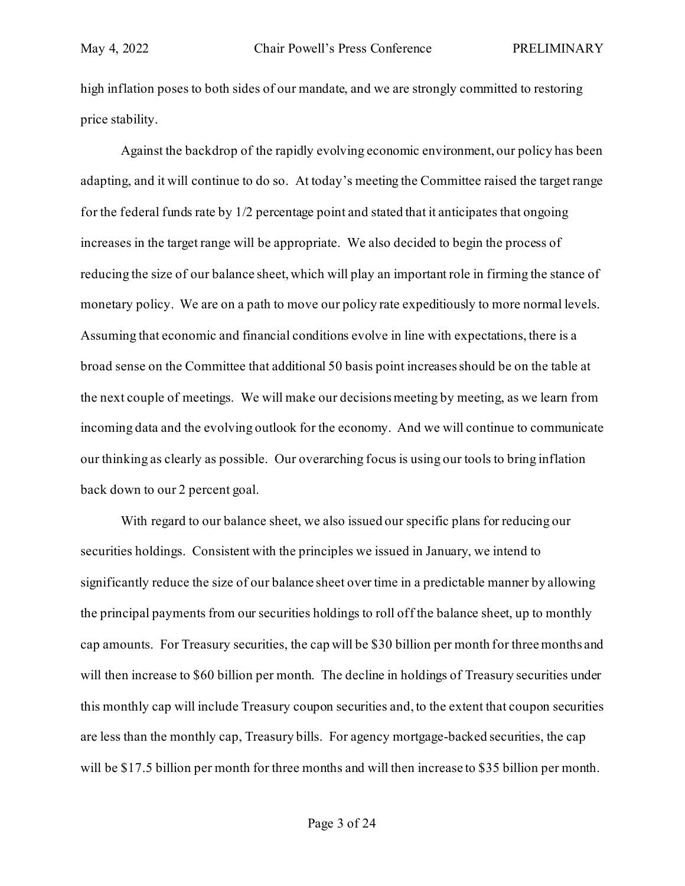high inflation poses to both sides of our mandate, and we are strongly committed to restoring price stability.

Against the backdrop of the rapidly evolving economic environment, our policy has been adapting, and it will continue to do so. At today's meeting the Committee raised the target range for the federal funds rate by 1/2 percentage point and stated that it anticipates that ongoing increases in the target range will be appropriate. We also decided to begin the process of reducing the size of our balance sheet, which will play an important role in firming the stance of monetary policy. We are on a path to move our policy rate expeditiously to more normal levels. Assuming that economic and financial conditions evolve in line with expectations, there is a broad sense on the Committee that additional 50 basis point increases should be on the table at the next couple of meetings. We will make our decisions meeting by meeting, as we learn from incoming data and the evolving outlook for the economy. And we will continue to communicate our thinking as clearly as possible. Our overarching focus is using our tools to bring inflation back down to our 2 percent goal.

With regard to our balance sheet, we also issued our specific plans for reducing our securities holdings. Consistent with the principles we issued in January, we intend to significantly reduce the size of our balance sheet over time in a predictable manner by allowing the principal payments from our securities holdings to roll off the balance sheet, up to monthly cap amounts. For Treasury securities, the cap will be $30 billion per month for three months and will then increase to $60 billion per month. The decline in holdings of Treasury securities under this monthly cap will include Treasury coupon securities and, to the extent that coupon securities are less than the monthly cap, Treasury bills. For agency mortgage-backed securities, the cap will be $17.5 billion per month for three months and will then increase to $35 billion per month.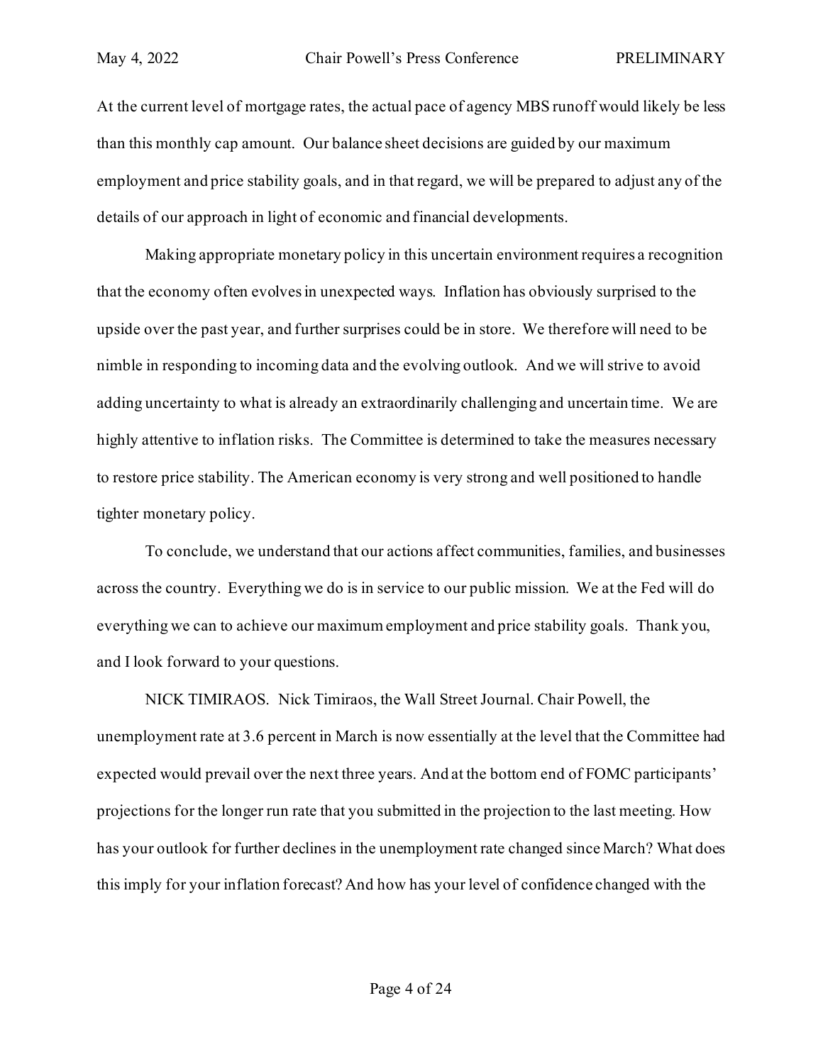At the current level of mortgage rates, the actual pace of agency MBS runoff would likely be less than this monthly cap amount. Our balance sheet decisions are guided by our maximum employment and price stability goals, and in that regard, we will be prepared to adjust any of the details of our approach in light of economic and financial developments.

Making appropriate monetary policy in this uncertain environment requires a recognition that the economy often evolves in unexpected ways. Inflation has obviously surprised to the upside over the past year, and further surprises could be in store. We therefore will need to be nimble in responding to incoming data and the evolving outlook. And we will strive to avoid adding uncertainty to what is already an extraordinarily challenging and uncertain time. We are highly attentive to inflation risks. The Committee is determined to take the measures necessary to restore price stability. The American economy is very strong and well positioned to handle tighter monetary policy.

To conclude, we understand that our actions affect communities, families, and businesses across the country. Everything we do is in service to our public mission. We at the Fed will do everything we can to achieve our maximum employment and price stability goals. Thank you, and I look forward to your questions.

NICK TIMIRAOS. Nick Timiraos, the Wall Street Journal. Chair Powell, the unemployment rate at 3.6 percent in March is now essentially at the level that the Committee had expected would prevail over the next three years. And at the bottom end of FOMC participants' projections for the longer run rate that you submitted in the projection to the last meeting. How has your outlook for further declines in the unemployment rate changed since March? What does this imply for your inflation forecast? And how has your level of confidence changed with the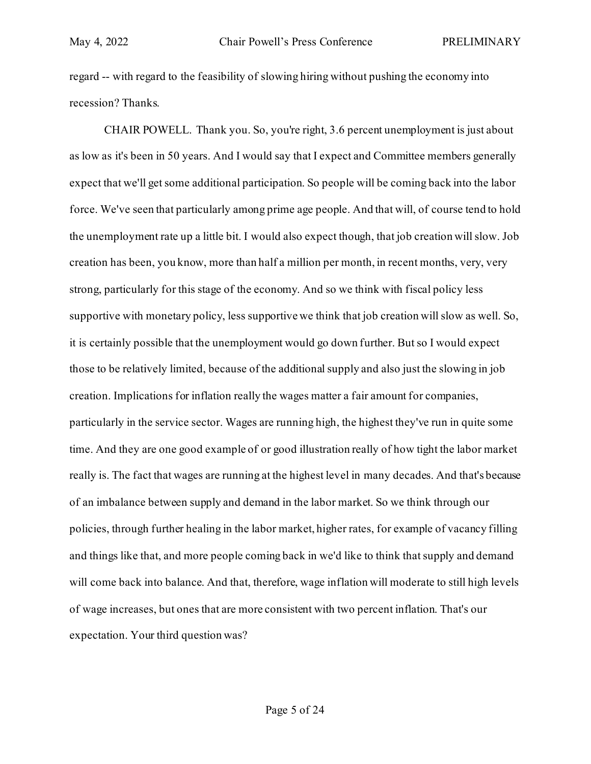regard -- with regard to the feasibility of slowing hiring without pushing the economy into recession? Thanks.

CHAIR POWELL. Thank you. So, you're right, 3.6 percent unemployment is just about as low as it's been in 50 years. And I would say that I expect and Committee members generally expect that we'll get some additional participation. So people will be coming back into the labor force. We've seen that particularly among prime age people. And that will, of course tend to hold the unemployment rate up a little bit. I would also expect though, that job creation will slow. Job creation has been, you know, more than half a million per month, in recent months, very, very strong, particularly for this stage of the economy. And so we think with fiscal policy less supportive with monetary policy, less supportive we think that job creation will slow as well. So, it is certainly possible that the unemployment would go down further. But so I would expect those to be relatively limited, because of the additional supply and also just the slowing in job creation. Implications for inflation really the wages matter a fair amount for companies, particularly in the service sector. Wages are running high, the highest they've run in quite some time. And they are one good example of or good illustration really of how tight the labor market really is. The fact that wages are running at the highest level in many decades. And that's because of an imbalance between supply and demand in the labor market. So we think through our policies, through further healing in the labor market, higher rates, for example of vacancy filling and things like that, and more people coming back in we'd like to think that supply and demand will come back into balance. And that, therefore, wage inflation will moderate to still high levels of wage increases, but ones that are more consistent with two percent inflation. That's our expectation. Your third question was?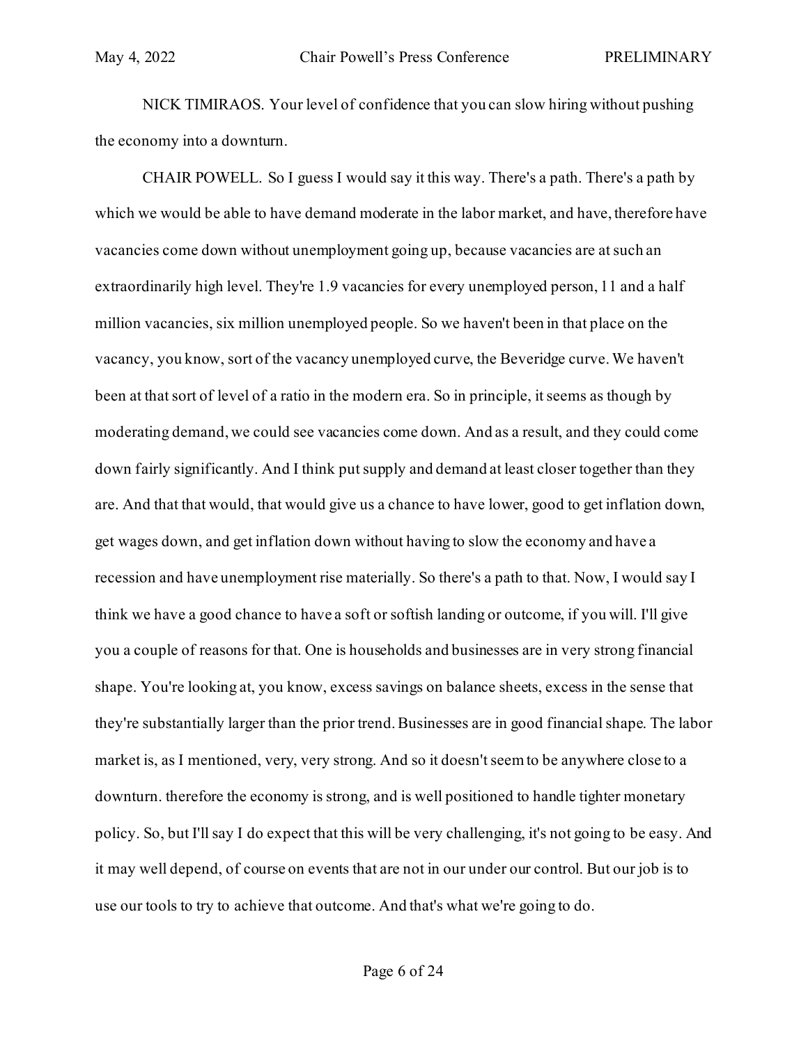NICK TIMIRAOS. Your level of confidence that you can slow hiring without pushing the economy into a downturn.

CHAIR POWELL. So I guess I would say it this way. There's a path. There's a path by which we would be able to have demand moderate in the labor market, and have, therefore have vacancies come down without unemployment going up, because vacancies are at such an extraordinarily high level. They're 1.9 vacancies for every unemployed person, 11 and a half million vacancies, six million unemployed people. So we haven't been in that place on the vacancy, you know, sort of the vacancy unemployed curve, the Beveridge curve. We haven't been at that sort of level of a ratio in the modern era. So in principle, it seems as though by moderating demand, we could see vacancies come down. And as a result, and they could come down fairly significantly. And I think put supply and demand at least closer together than they are. And that that would, that would give us a chance to have lower, good to get inflation down, get wages down, and get inflation down without having to slow the economy and have a recession and have unemployment rise materially. So there's a path to that. Now, I would say I think we have a good chance to have a soft or softish landing or outcome, if you will. I'll give you a couple of reasons for that. One is households and businesses are in very strong financial shape. You're looking at, you know, excess savings on balance sheets, excess in the sense that they're substantially larger than the prior trend. Businesses are in good financial shape. The labor market is, as I mentioned, very, very strong. And so it doesn't seem to be anywhere close to a downturn. therefore the economy is strong, and is well positioned to handle tighter monetary policy. So, but I'll say I do expect that this will be very challenging, it's not going to be easy. And it may well depend, of course on events that are not in our under our control. But our job is to use our tools to try to achieve that outcome. And that's what we're going to do.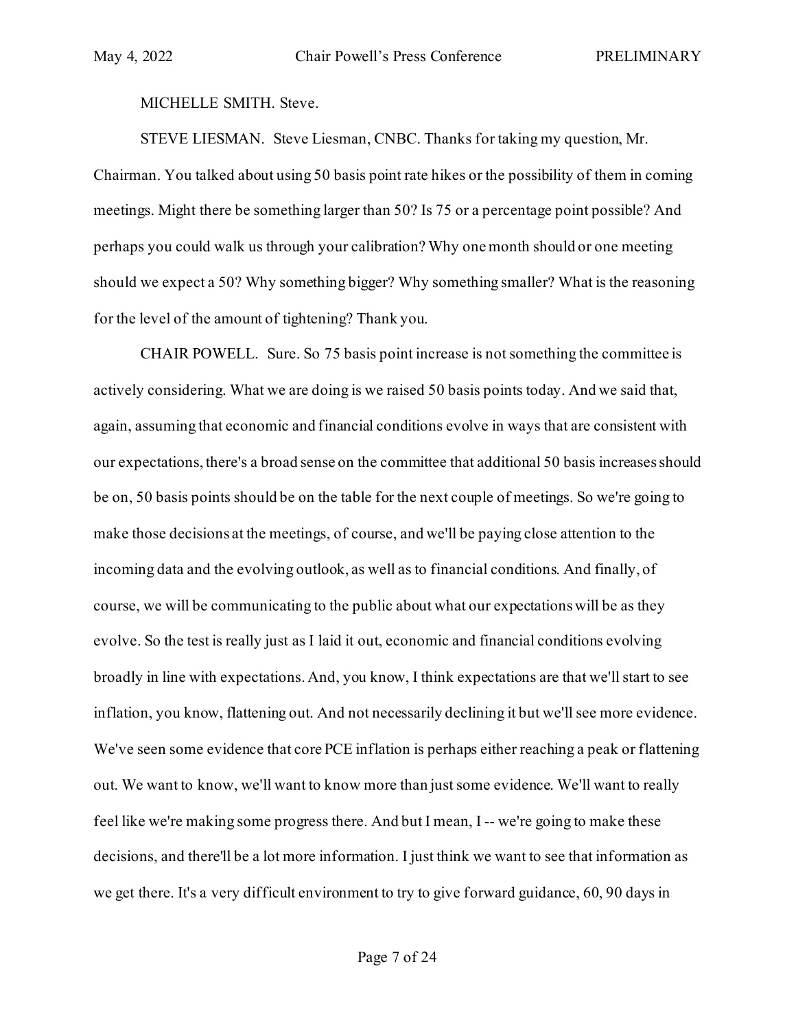MICHELLE SMITH. Steve.

STEVE LIESMAN. Steve Liesman, CNBC. Thanks for taking my question, Mr. Chairman. You talked about using 50 basis point rate hikes or the possibility of them in coming meetings. Might there be something larger than 50? Is 75 or a percentage point possible? And perhaps you could walk us through your calibration? Why one month should or one meeting should we expect a 50? Why something bigger? Why something smaller? What is the reasoning for the level of the amount of tightening? Thank you.

CHAIR POWELL. Sure. So 75 basis point increase is not something the committee is actively considering. What we are doing is we raised 50 basis points today. And we said that, again, assuming that economic and financial conditions evolve in ways that are consistent with our expectations, there's a broad sense on the committee that additional 50 basis increases should be on, 50 basis points should be on the table for the next couple of meetings. So we're going to make those decisions at the meetings, of course, and we'll be paying close attention to the incoming data and the evolving outlook, as well as to financial conditions. And finally, of course, we will be communicating to the public about what our expectations will be as they evolve. So the test is really just as I laid it out, economic and financial conditions evolving broadly in line with expectations. And, you know, I think expectations are that we'll start to see inflation, you know, flattening out. And not necessarily declining it but we'll see more evidence. We've seen some evidence that core PCE inflation is perhaps either reaching a peak or flattening out. We want to know, we'll want to know more than just some evidence. We'll want to really feel like we're making some progress there. And but I mean, I -- we're going to make these decisions, and there'll be a lot more information. I just think we want to see that information as we get there. It's a very difficult environment to try to give forward guidance, 60, 90 days in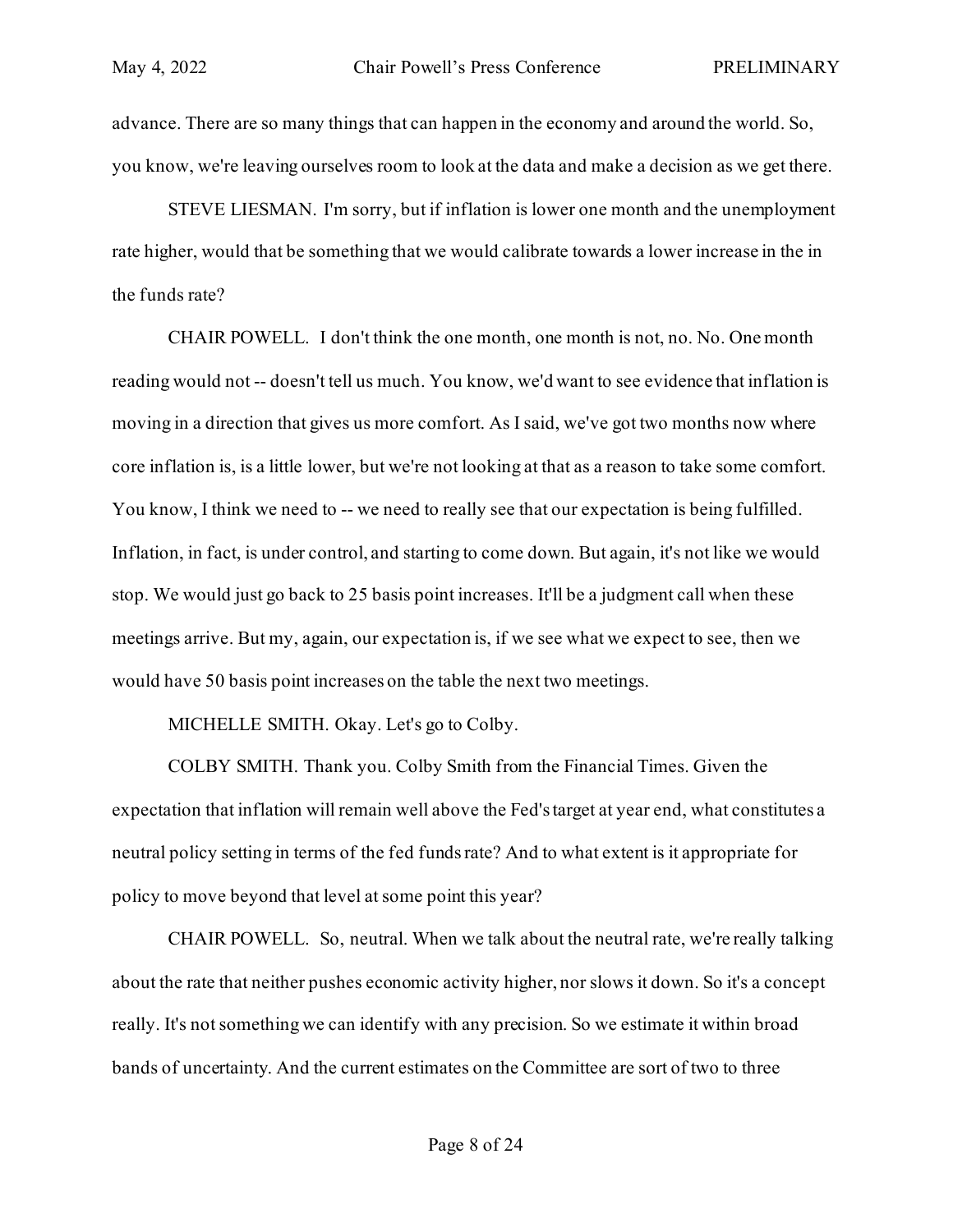advance. There are so many things that can happen in the economy and around the world. So, you know, we're leaving ourselves room to look at the data and make a decision as we get there.

STEVE LIESMAN. I'm sorry, but if inflation is lower one month and the unemployment rate higher, would that be something that we would calibrate towards a lower increase in the in the funds rate?

CHAIR POWELL. I don't think the one month, one month is not, no. No. One month reading would not -- doesn't tell us much. You know, we'd want to see evidence that inflation is moving in a direction that gives us more comfort. As I said, we've got two months now where core inflation is, is a little lower, but we're not looking at that as a reason to take some comfort. You know, I think we need to -- we need to really see that our expectation is being fulfilled. Inflation, in fact, is under control, and starting to come down. But again, it's not like we would stop. We would just go back to 25 basis point increases. It'll be a judgment call when these meetings arrive. But my, again, our expectation is, if we see what we expect to see, then we would have 50 basis point increases on the table the next two meetings.

MICHELLE SMITH. Okay. Let's go to Colby.

COLBY SMITH. Thank you. Colby Smith from the Financial Times. Given the expectation that inflation will remain well above the Fed's target at year end, what constitutes a neutral policy setting in terms of the fed funds rate? And to what extent is it appropriate for policy to move beyond that level at some point this year?

CHAIR POWELL. So, neutral. When we talk about the neutral rate, we're really talking about the rate that neither pushes economic activity higher, nor slows it down. So it's a concept really. It's not something we can identify with any precision. So we estimate it within broad bands of uncertainty. And the current estimates on the Committee are sort of two to three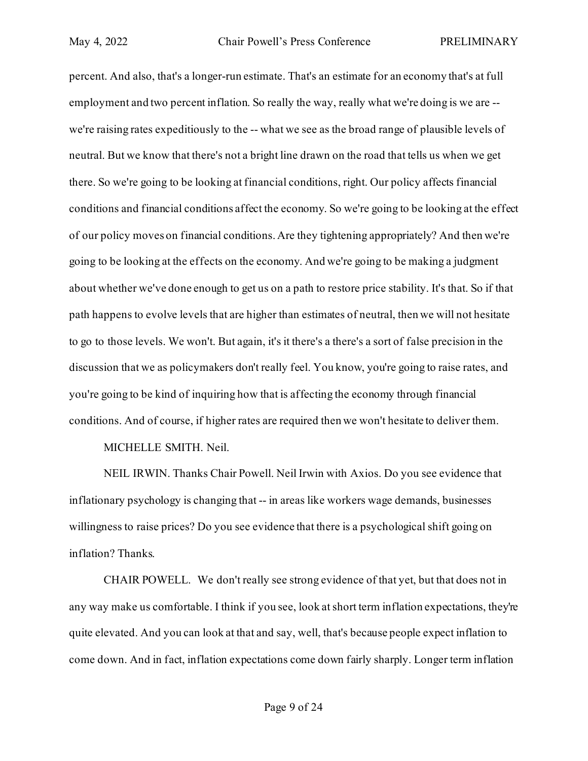percent. And also, that's a longer-run estimate. That's an estimate for an economy that's at full employment and two percent inflation. So really the way, really what we're doing is we are -- we're raising rates expeditiously to the -- what we see as the broad range of plausible levels of neutral. But we know that there's not a bright line drawn on the road that tells us when we get there. So we're going to be looking at financial conditions, right. Our policy affects financial conditions and financial conditions affect the economy. So we're going to be looking at the effect of our policy moves on financial conditions. Are they tightening appropriately? And then we're going to be looking at the effects on the economy. And we're going to be making a judgment about whether we've done enough to get us on a path to restore price stability. It's that. So if that path happens to evolve levels that are higher than estimates of neutral, then we will not hesitate to go to those levels. We won't. But again, it's it there's a there's a sort of false precision in the discussion that we as policymakers don't really feel. You know, you're going to raise rates, and you're going to be kind of inquiring how that is affecting the economy through financial conditions. And of course, if higher rates are required then we won't hesitate to deliver them.

MICHELLE SMITH. Neil.

NEIL IRWIN. Thanks Chair Powell. Neil Irwin with Axios. Do you see evidence that inflationary psychology is changing that -- in areas like workers wage demands, businesses willingness to raise prices? Do you see evidence that there is a psychological shift going on inflation? Thanks.

CHAIR POWELL. We don't really see strong evidence of that yet, but that does not in any way make us comfortable. I think if you see, look at short term inflation expectations, they're quite elevated. And you can look at that and say, well, that's because people expect inflation to come down. And in fact, inflation expectations come down fairly sharply. Longer term inflation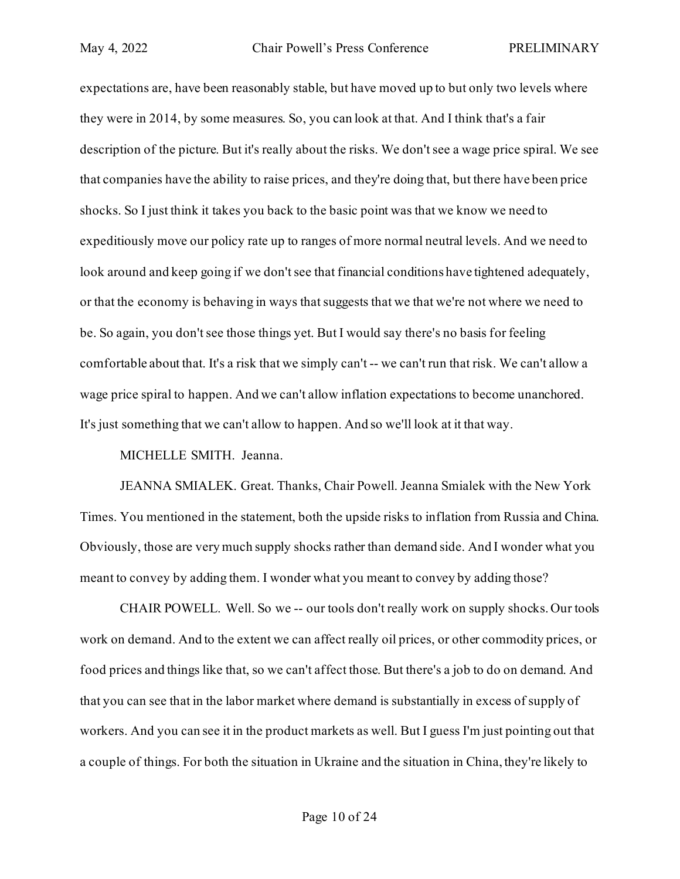expectations are, have been reasonably stable, but have moved up to but only two levels where they were in 2014, by some measures. So, you can look at that. And I think that's a fair description of the picture. But it's really about the risks. We don't see a wage price spiral. We see that companies have the ability to raise prices, and they're doing that, but there have been price shocks. So I just think it takes you back to the basic point was that we know we need to expeditiously move our policy rate up to ranges of more normal neutral levels. And we need to look around and keep going if we don't see that financial conditions have tightened adequately, or that the economy is behaving in ways that suggests that we that we're not where we need to be. So again, you don't see those things yet. But I would say there's no basis for feeling comfortable about that. It's a risk that we simply can't -- we can't run that risk. We can't allow a wage price spiral to happen. And we can't allow inflation expectations to become unanchored. It's just something that we can't allow to happen. And so we'll look at it that way.

MICHELLE SMITH. Jeanna.

JEANNA SMIALEK. Great. Thanks, Chair Powell. Jeanna Smialek with the New York Times. You mentioned in the statement, both the upside risks to inflation from Russia and China. Obviously, those are very much supply shocks rather than demand side. And I wonder what you meant to convey by adding them. I wonder what you meant to convey by adding those?

CHAIR POWELL. Well. So we -- our tools don't really work on supply shocks. Our tools work on demand. And to the extent we can affect really oil prices, or other commodity prices, or food prices and things like that, so we can't affect those. But there's a job to do on demand. And that you can see that in the labor market where demand is substantially in excess of supply of workers. And you can see it in the product markets as well. But I guess I'm just pointing out that a couple of things. For both the situation in Ukraine and the situation in China, they're likely to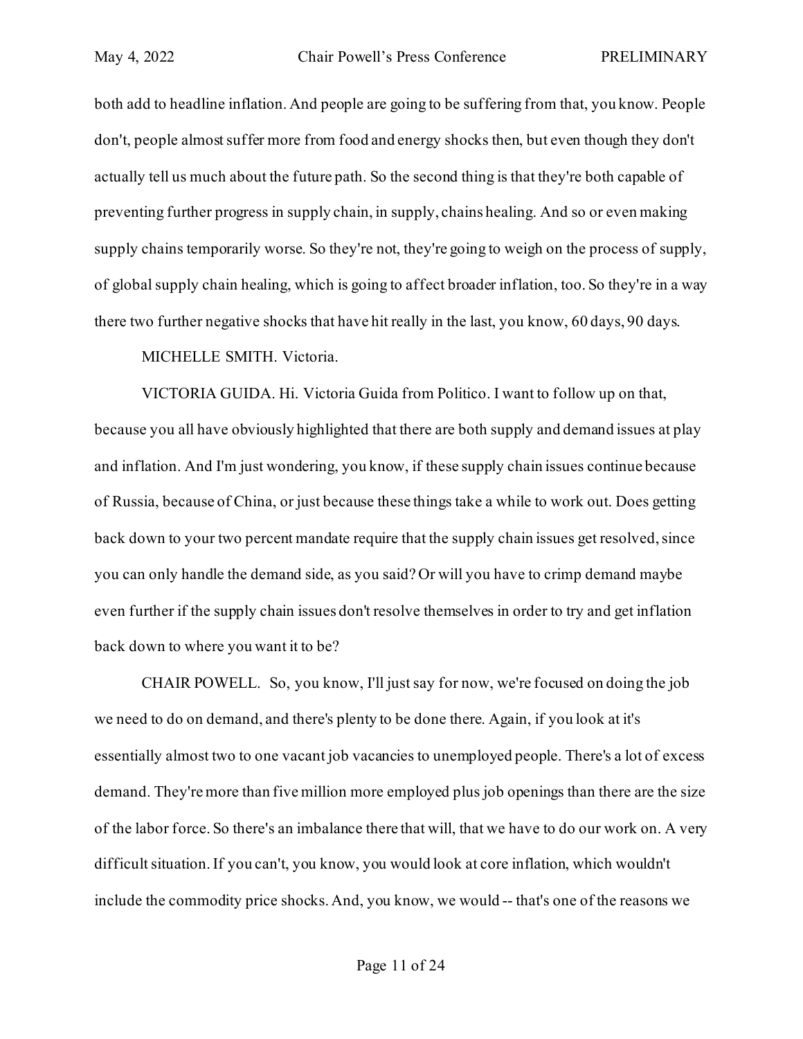both add to headline inflation. And people are going to be suffering from that, you know. People don't, people almost suffer more from food and energy shocks then, but even though they don't actually tell us much about the future path. So the second thing is that they're both capable of preventing further progress in supply chain, in supply, chains healing. And so or even making supply chains temporarily worse. So they're not, they're going to weigh on the process of supply, of global supply chain healing, which is going to affect broader inflation, too. So they're in a way there two further negative shocks that have hit really in the last, you know, 60 days, 90 days.

MICHELLE SMITH. Victoria.

VICTORIA GUIDA. Hi. Victoria Guida from Politico. I want to follow up on that, because you all have obviously highlighted that there are both supply and demand issues at play and inflation. And I'm just wondering, you know, if these supply chain issues continue because of Russia, because of China, or just because these things take a while to work out. Does getting back down to your two percent mandate require that the supply chain issues get resolved, since you can only handle the demand side, as you said? Or will you have to crimp demand maybe even further if the supply chain issues don't resolve themselves in order to try and get inflation back down to where you want it to be?

CHAIR POWELL. So, you know, I'll just say for now, we're focused on doing the job we need to do on demand, and there's plenty to be done there. Again, if you look at it's essentially almost two to one vacant job vacancies to unemployed people. There's a lot of excess demand. They're more than five million more employed plus job openings than there are the size of the labor force. So there's an imbalance there that will, that we have to do our work on. A very difficult situation. If you can't, you know, you would look at core inflation, which wouldn't include the commodity price shocks. And, you know, we would -- that's one of the reasons we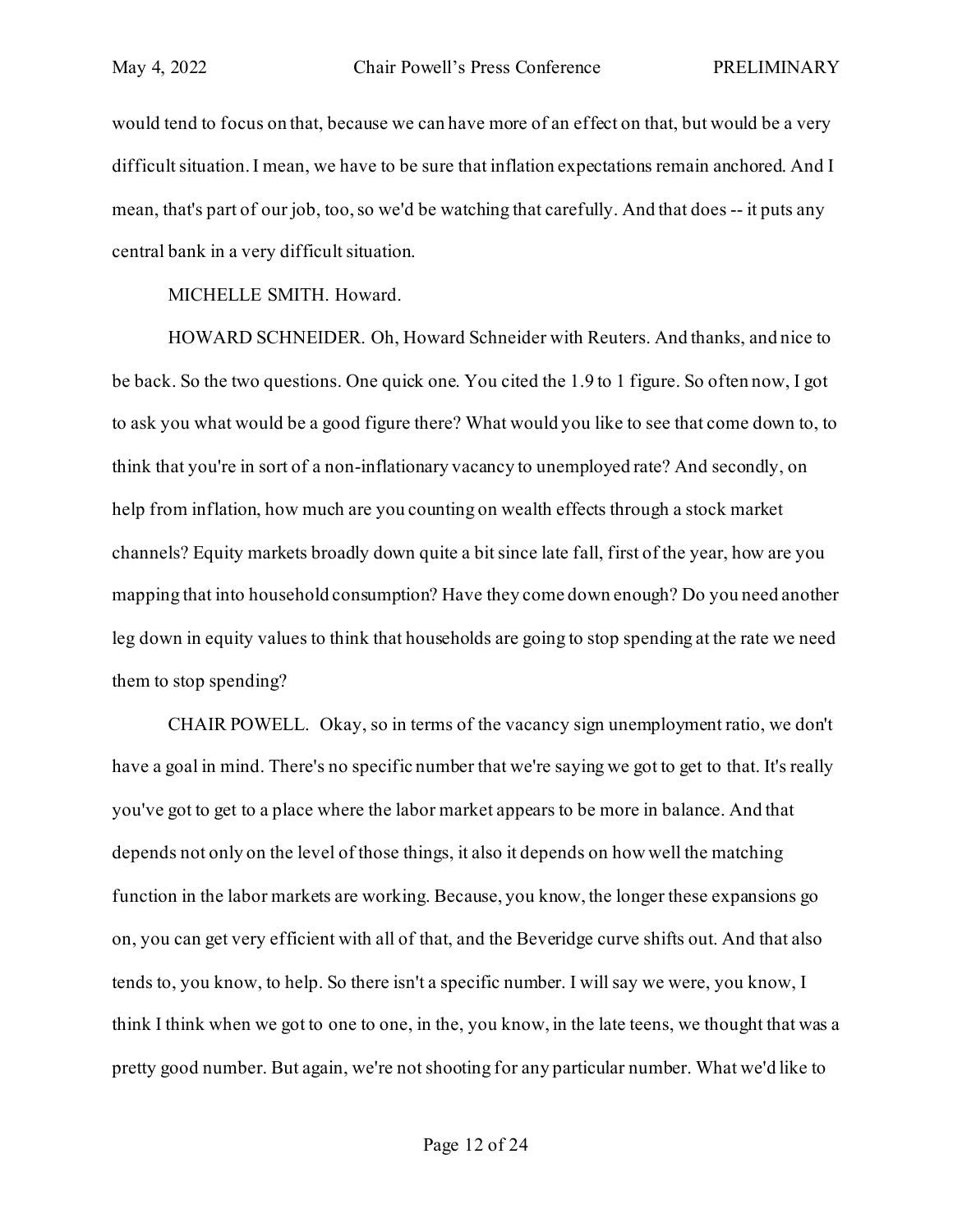would tend to focus on that, because we can have more of an effect on that, but would be a very difficult situation. I mean, we have to be sure that inflation expectations remain anchored. And I mean, that's part of our job, too, so we'd be watching that carefully. And that does -- it puts any central bank in a very difficult situation.

MICHELLE SMITH. Howard.

HOWARD SCHNEIDER. Oh, Howard Schneider with Reuters. And thanks, and nice to be back. So the two questions. One quick one. You cited the 1.9 to 1 figure. So often now, I got to ask you what would be a good figure there? What would you like to see that come down to, to think that you're in sort of a non-inflationary vacancy to unemployed rate? And secondly, on help from inflation, how much are you counting on wealth effects through a stock market channels? Equity markets broadly down quite a bit since late fall, first of the year, how are you mapping that into household consumption? Have they come down enough? Do you need another leg down in equity values to think that households are going to stop spending at the rate we need them to stop spending?

CHAIR POWELL. Okay, so in terms of the vacancy sign unemployment ratio, we don't have a goal in mind. There's no specific number that we're saying we got to get to that. It's really you've got to get to a place where the labor market appears to be more in balance. And that depends not only on the level of those things, it also it depends on how well the matching function in the labor markets are working. Because, you know, the longer these expansions go on, you can get very efficient with all of that, and the Beveridge curve shifts out. And that also tends to, you know, to help. So there isn't a specific number. I will say we were, you know, I think I think when we got to one to one, in the, you know, in the late teens, we thought that was a pretty good number. But again, we're not shooting for any particular number. What we'd like to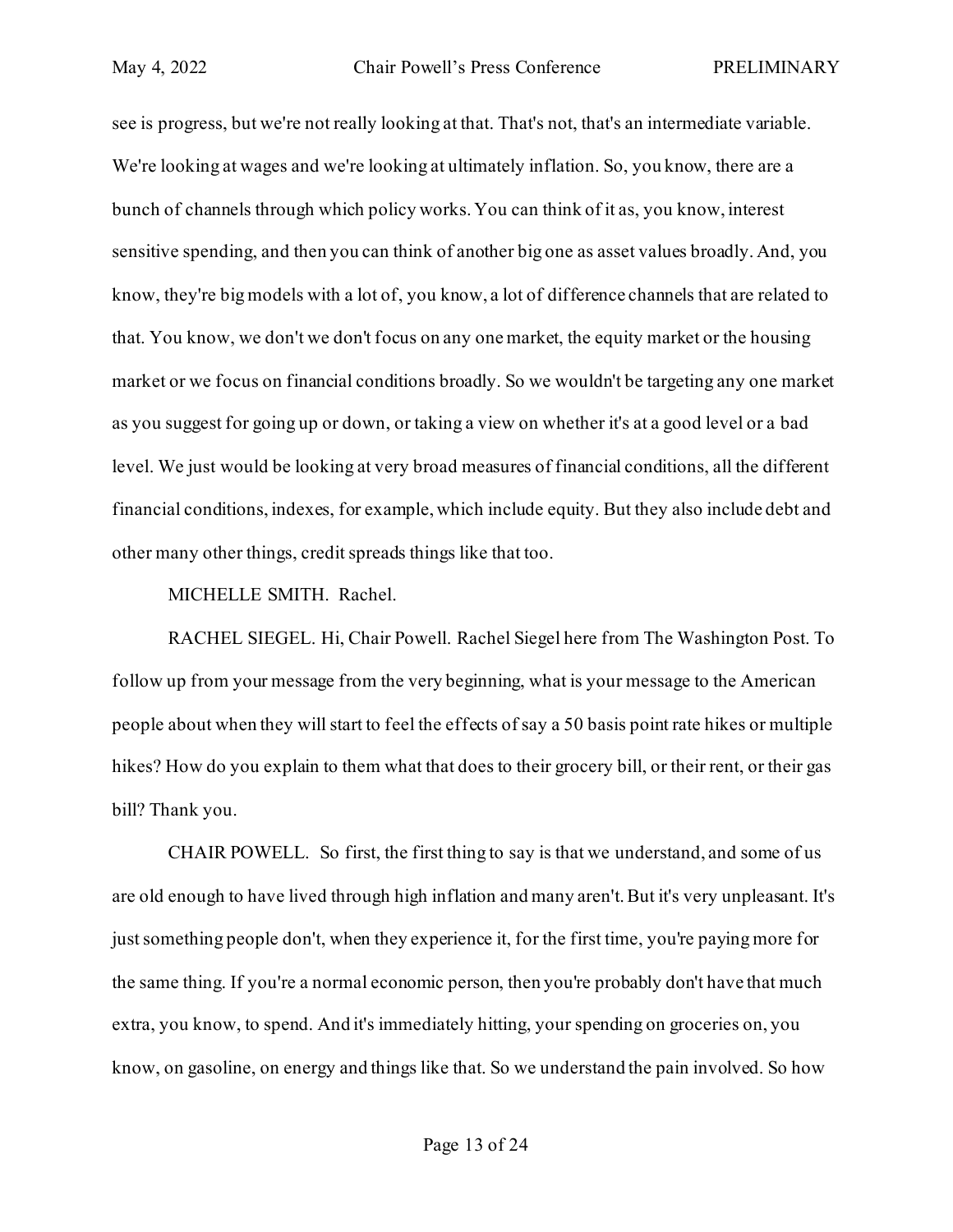see is progress, but we're not really looking at that. That's not, that's an intermediate variable. We're looking at wages and we're looking at ultimately inflation. So, you know, there are a bunch of channels through which policy works. You can think of it as, you know, interest sensitive spending, and then you can think of another big one as asset values broadly. And, you know, they're big models with a lot of, you know, a lot of difference channels that are related to that. You know, we don't we don't focus on any one market, the equity market or the housing market or we focus on financial conditions broadly. So we wouldn't be targeting any one market as you suggest for going up or down, or taking a view on whether it's at a good level or a bad level. We just would be looking at very broad measures of financial conditions, all the different financial conditions, indexes, for example, which include equity. But they also include debt and other many other things, credit spreads things like that too.

MICHELLE SMITH. Rachel.

RACHEL SIEGEL. Hi, Chair Powell. Rachel Siegel here from The Washington Post. To follow up from your message from the very beginning, what is your message to the American people about when they will start to feel the effects of say a 50 basis point rate hikes or multiple hikes? How do you explain to them what that does to their grocery bill, or their rent, or their gas bill? Thank you.

CHAIR POWELL. So first, the first thing to say is that we understand, and some of us are old enough to have lived through high inflation and many aren't. But it's very unpleasant. It's just something people don't, when they experience it, for the first time, you're paying more for the same thing. If you're a normal economic person, then you're probably don't have that much extra, you know, to spend. And it's immediately hitting, your spending on groceries on, you know, on gasoline, on energy and things like that. So we understand the pain involved. So how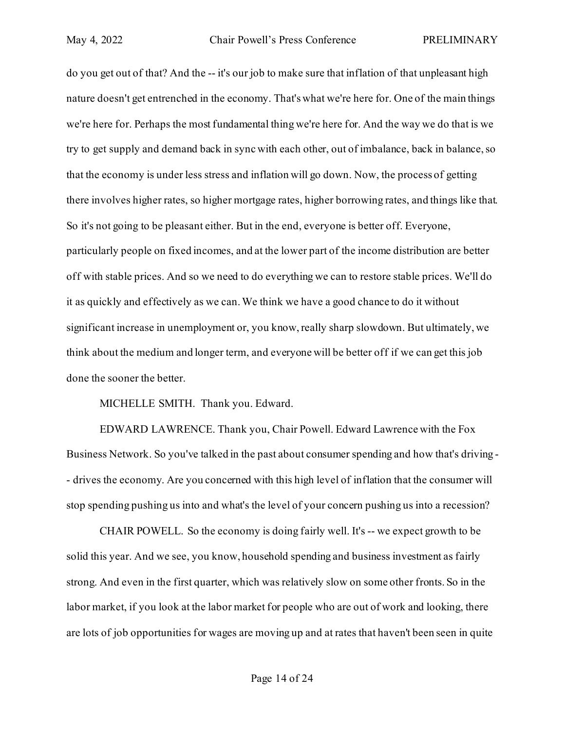do you get out of that? And the -- it's our job to make sure that inflation of that unpleasant high nature doesn't get entrenched in the economy. That's what we're here for. One of the main things we're here for. Perhaps the most fundamental thing we're here for. And the way we do that is we try to get supply and demand back in sync with each other, out of imbalance, back in balance, so that the economy is under less stress and inflation will go down. Now, the process of getting there involves higher rates, so higher mortgage rates, higher borrowing rates, and things like that. So it's not going to be pleasant either. But in the end, everyone is better off. Everyone, particularly people on fixed incomes, and at the lower part of the income distribution are better off with stable prices. And so we need to do everything we can to restore stable prices. We'll do it as quickly and effectively as we can. We think we have a good chance to do it without significant increase in unemployment or, you know, really sharp slowdown. But ultimately, we think about the medium and longer term, and everyone will be better off if we can get this job done the sooner the better.

MICHELLE SMITH. Thank you. Edward.

EDWARD LAWRENCE. Thank you, Chair Powell. Edward Lawrence with the Fox Business Network. So you've talked in the past about consumer spending and how that's driving -- drives the economy. Are you concerned with this high level of inflation that the consumer will stop spending pushing us into and what's the level of your concern pushing us into a recession?

CHAIR POWELL. So the economy is doing fairly well. It's -- we expect growth to be solid this year. And we see, you know, household spending and business investment as fairly strong. And even in the first quarter, which was relatively slow on some other fronts. So in the labor market, if you look at the labor market for people who are out of work and looking, there are lots of job opportunities for wages are moving up and at rates that haven't been seen in quite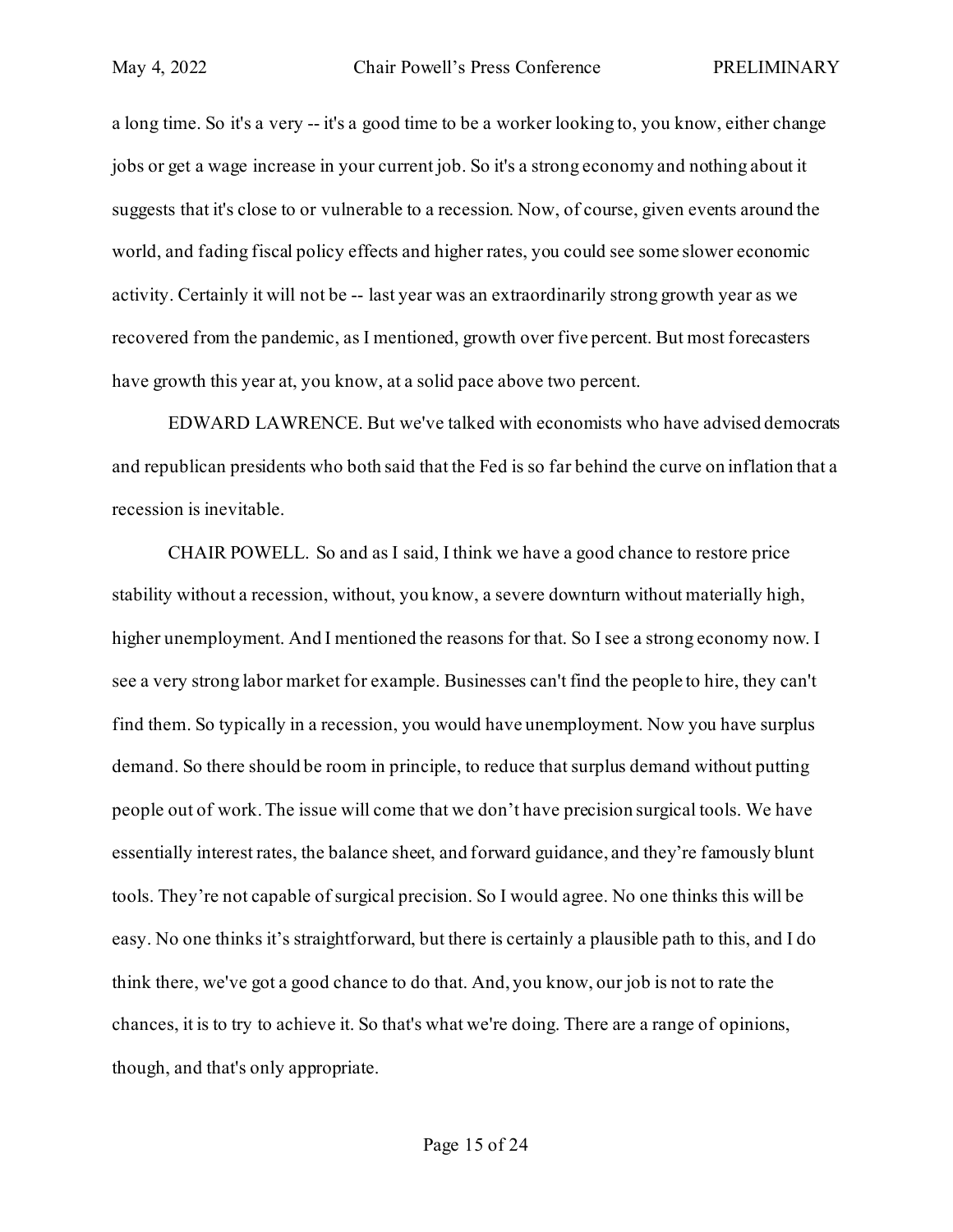a long time. So it's a very -- it's a good time to be a worker looking to, you know, either change jobs or get a wage increase in your current job. So it's a strong economy and nothing about it suggests that it's close to or vulnerable to a recession. Now, of course, given events around the world, and fading fiscal policy effects and higher rates, you could see some slower economic activity. Certainly it will not be -- last year was an extraordinarily strong growth year as we recovered from the pandemic, as I mentioned, growth over five percent. But most forecasters have growth this year at, you know, at a solid pace above two percent.

EDWARD LAWRENCE. But we've talked with economists who have advised democrats and republican presidents who both said that the Fed is so far behind the curve on inflation that a recession is inevitable.

CHAIR POWELL. So and as I said, I think we have a good chance to restore price stability without a recession, without, you know, a severe downturn without materially high, higher unemployment. And I mentioned the reasons for that. So I see a strong economy now. I see a very strong labor market for example. Businesses can't find the people to hire, they can't find them. So typically in a recession, you would have unemployment. Now you have surplus demand. So there should be room in principle, to reduce that surplus demand without putting people out of work. The issue will come that we don't have precision surgical tools. We have essentially interest rates, the balance sheet, and forward guidance, and they're famously blunt tools. They're not capable of surgical precision. So I would agree. No one thinks this will be easy. No one thinks it's straightforward, but there is certainly a plausible path to this, and I do think there, we've got a good chance to do that. And, you know, our job is not to rate the chances, it is to try to achieve it. So that's what we're doing. There are a range of opinions, though, and that's only appropriate.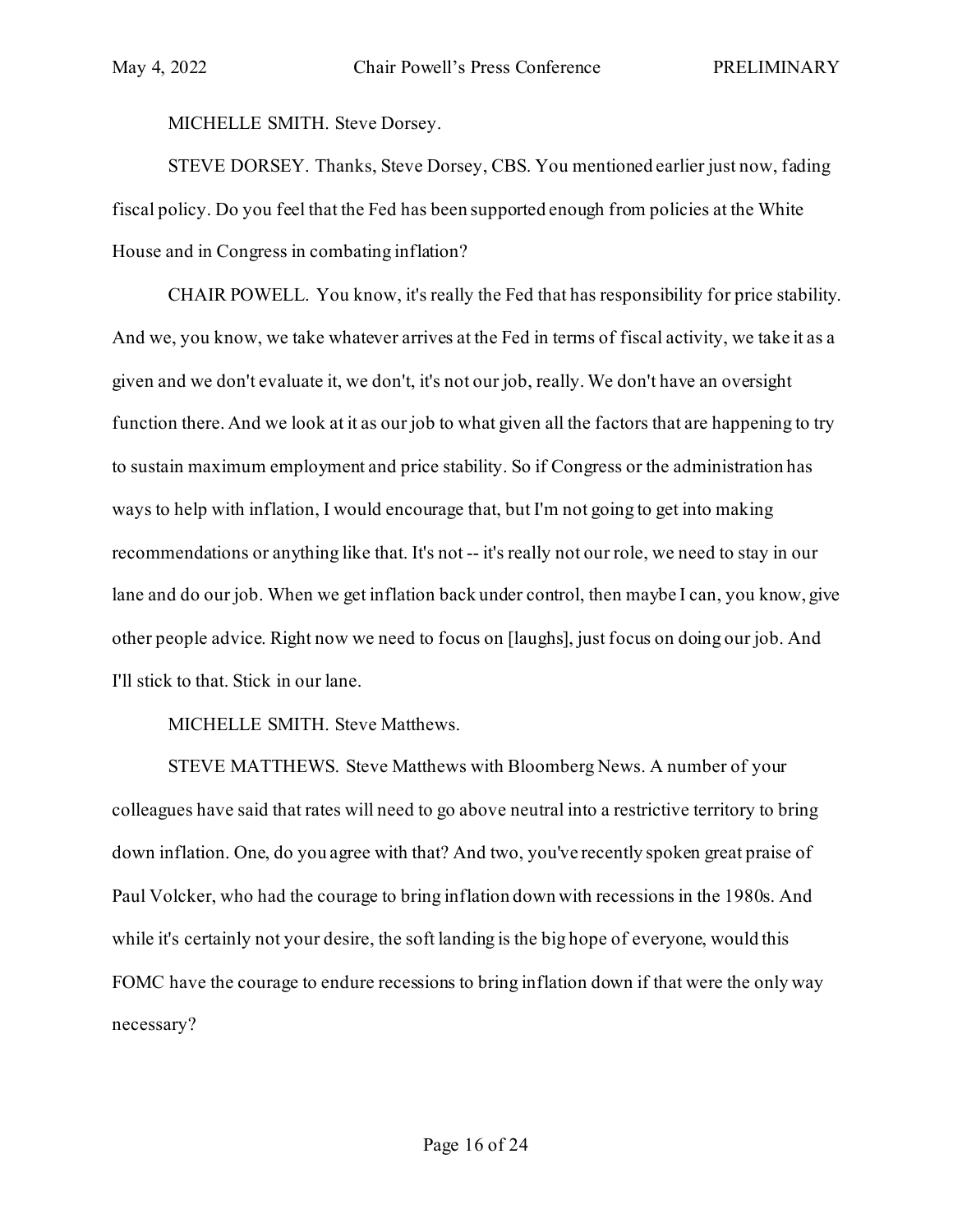MICHELLE SMITH. Steve Dorsey.

STEVE DORSEY. Thanks, Steve Dorsey, CBS. You mentioned earlier just now, fading fiscal policy. Do you feel that the Fed has been supported enough from policies at the White House and in Congress in combating inflation?

CHAIR POWELL. You know, it's really the Fed that has responsibility for price stability. And we, you know, we take whatever arrives at the Fed in terms of fiscal activity, we take it as a given and we don't evaluate it, we don't, it's not our job, really. We don't have an oversight function there. And we look at it as our job to what given all the factors that are happening to try to sustain maximum employment and price stability. So if Congress or the administration has ways to help with inflation, I would encourage that, but I'm not going to get into making recommendations or anything like that. It's not -- it's really not our role, we need to stay in our lane and do our job. When we get inflation back under control, then maybe I can, you know, give other people advice. Right now we need to focus on [laughs], just focus on doing our job. And I'll stick to that. Stick in our lane.

MICHELLE SMITH. Steve Matthews.

STEVE MATTHEWS. Steve Matthews with Bloomberg News. A number of your colleagues have said that rates will need to go above neutral into a restrictive territory to bring down inflation. One, do you agree with that? And two, you've recently spoken great praise of Paul Volcker, who had the courage to bring inflation down with recessions in the 1980s. And while it's certainly not your desire, the soft landing is the big hope of everyone, would this FOMC have the courage to endure recessions to bring inflation down if that were the only way necessary?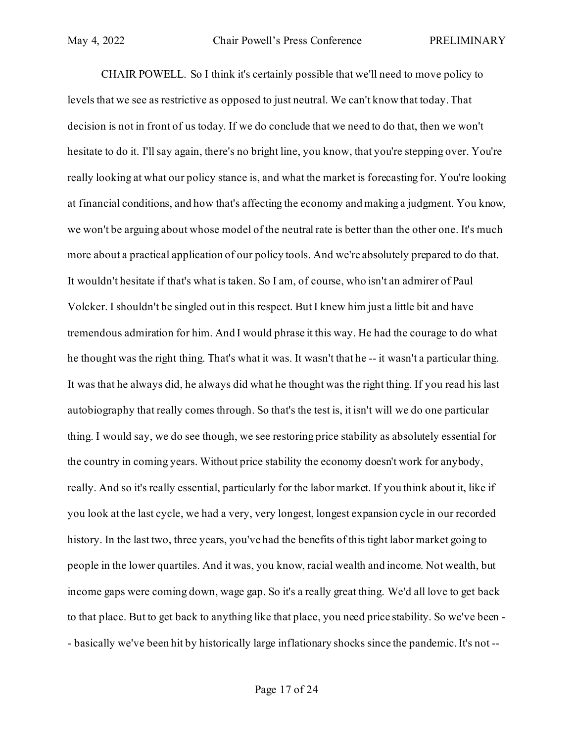CHAIR POWELL. So I think it's certainly possible that we'll need to move policy to levels that we see as restrictive as opposed to just neutral. We can't know that today. That decision is not in front of us today. If we do conclude that we need to do that, then we won't hesitate to do it. I'll say again, there's no bright line, you know, that you're stepping over. You're really looking at what our policy stance is, and what the market is forecasting for. You're looking at financial conditions, and how that's affecting the economy and making a judgment. You know, we won't be arguing about whose model of the neutral rate is better than the other one. It's much more about a practical application of our policy tools. And we're absolutely prepared to do that. It wouldn't hesitate if that's what is taken. So I am, of course, who isn't an admirer of Paul Volcker. I shouldn't be singled out in this respect. But I knew him just a little bit and have tremendous admiration for him. And I would phrase it this way. He had the courage to do what he thought was the right thing. That's what it was. It wasn't that he -- it wasn't a particular thing. It was that he always did, he always did what he thought was the right thing. If you read his last autobiography that really comes through. So that's the test is, it isn't will we do one particular thing. I would say, we do see though, we see restoring price stability as absolutely essential for the country in coming years. Without price stability the economy doesn't work for anybody, really. And so it's really essential, particularly for the labor market. If you think about it, like if you look at the last cycle, we had a very, very longest, longest expansion cycle in our recorded history. In the last two, three years, you've had the benefits of this tight labor market going to people in the lower quartiles. And it was, you know, racial wealth and income. Not wealth, but income gaps were coming down, wage gap. So it's a really great thing. We'd all love to get back to that place. But to get back to anything like that place, you need price stability. So we've been -- basically we've been hit by historically large inflationary shocks since the pandemic. It's not --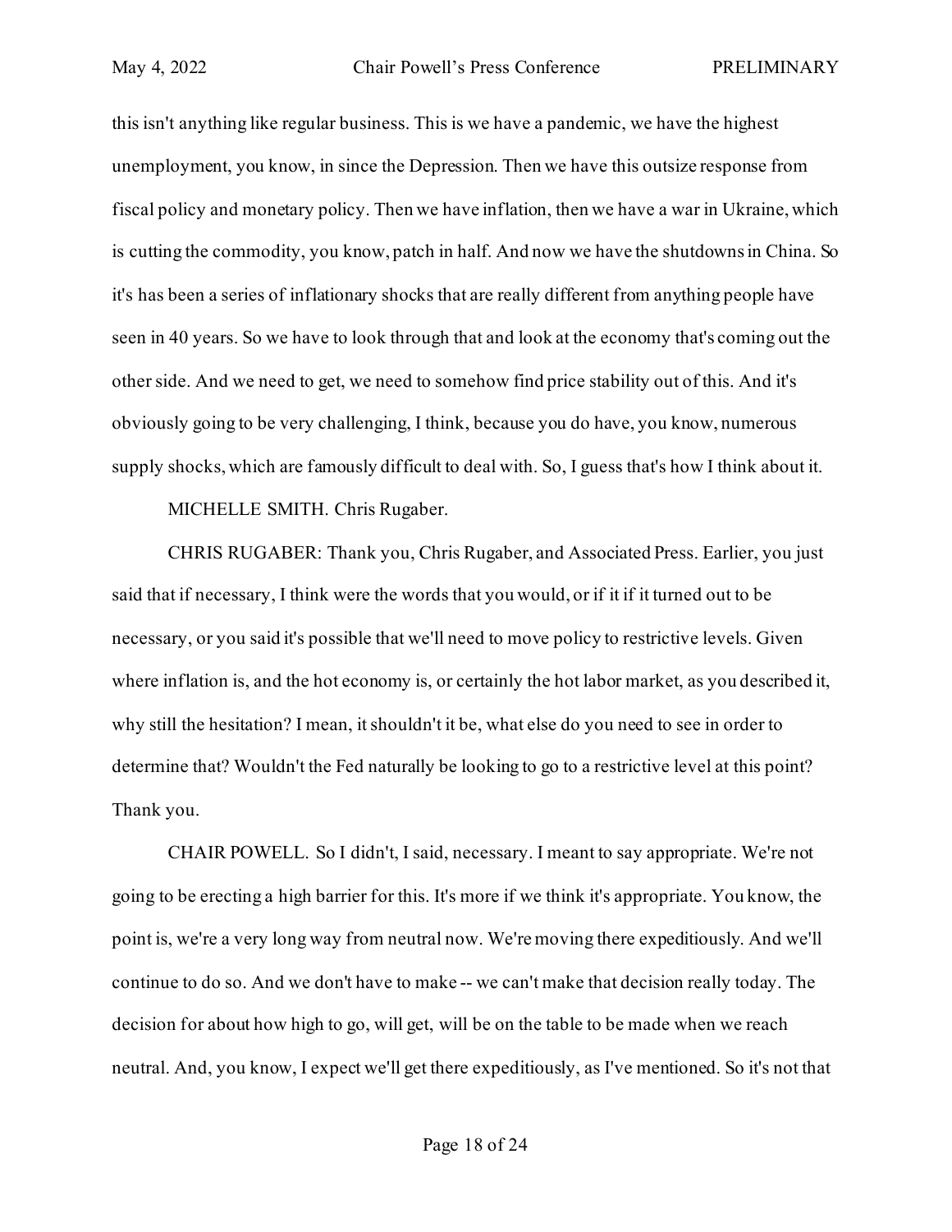this isn't anything like regular business. This is we have a pandemic, we have the highest unemployment, you know, in since the Depression. Then we have this outsize response from fiscal policy and monetary policy. Then we have inflation, then we have a war in Ukraine, which is cutting the commodity, you know, patch in half. And now we have the shutdowns in China. So it's has been a series of inflationary shocks that are really different from anything people have seen in 40 years. So we have to look through that and look at the economy that's coming out the other side. And we need to get, we need to somehow find price stability out of this. And it's obviously going to be very challenging, I think, because you do have, you know, numerous supply shocks, which are famously difficult to deal with. So, I guess that's how I think about it.

MICHELLE SMITH. Chris Rugaber.

CHRIS RUGABER: Thank you, Chris Rugaber, and Associated Press. Earlier, you just said that if necessary, I think were the words that you would, or if it if it turned out to be necessary, or you said it's possible that we'll need to move policy to restrictive levels. Given where inflation is, and the hot economy is, or certainly the hot labor market, as you described it, why still the hesitation? I mean, it shouldn't it be, what else do you need to see in order to determine that? Wouldn't the Fed naturally be looking to go to a restrictive level at this point? Thank you.

CHAIR POWELL. So I didn't, I said, necessary. I meant to say appropriate. We're not going to be erecting a high barrier for this. It's more if we think it's appropriate. You know, the point is, we're a very long way from neutral now. We're moving there expeditiously. And we'll continue to do so. And we don't have to make -- we can't make that decision really today. The decision for about how high to go, will get, will be on the table to be made when we reach neutral. And, you know, I expect we'll get there expeditiously, as I've mentioned. So it's not that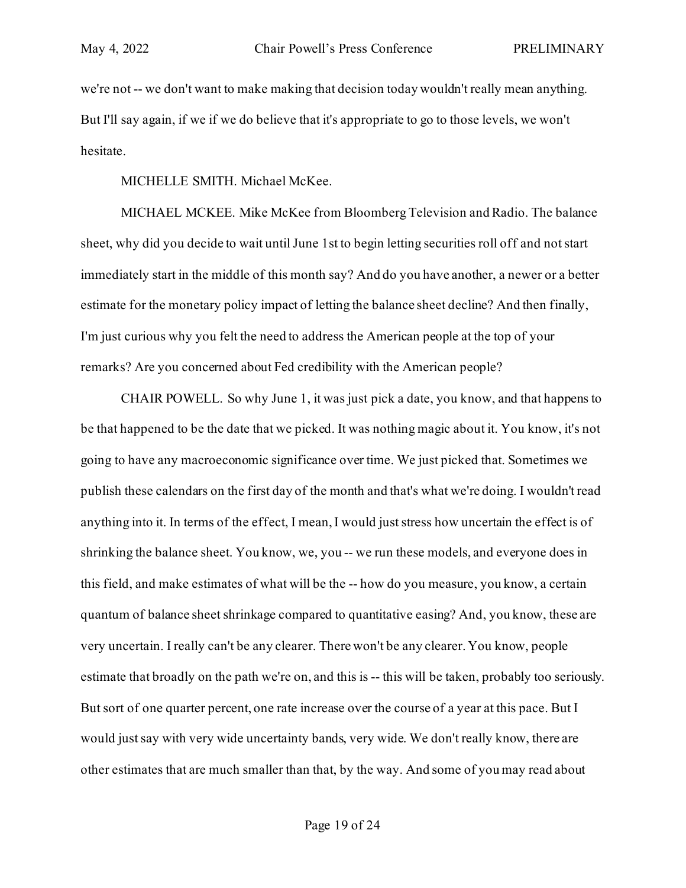we're not -- we don't want to make making that decision today wouldn't really mean anything. But I'll say again, if we if we do believe that it's appropriate to go to those levels, we won't hesitate.

MICHELLE SMITH. Michael McKee.

MICHAEL MCKEE. Mike McKee from Bloomberg Television and Radio. The balance sheet, why did you decide to wait until June 1st to begin letting securities roll off and not start immediately start in the middle of this month say? And do you have another, a newer or a better estimate for the monetary policy impact of letting the balance sheet decline? And then finally, I'm just curious why you felt the need to address the American people at the top of your remarks? Are you concerned about Fed credibility with the American people?

CHAIR POWELL. So why June 1, it was just pick a date, you know, and that happens to be that happened to be the date that we picked. It was nothing magic about it. You know, it's not going to have any macroeconomic significance over time. We just picked that. Sometimes we publish these calendars on the first day of the month and that's what we're doing. I wouldn't read anything into it. In terms of the effect, I mean, I would just stress how uncertain the effect is of shrinking the balance sheet. You know, we, you -- we run these models, and everyone does in this field, and make estimates of what will be the -- how do you measure, you know, a certain quantum of balance sheet shrinkage compared to quantitative easing? And, you know, these are very uncertain. I really can't be any clearer. There won't be any clearer. You know, people estimate that broadly on the path we're on, and this is -- this will be taken, probably too seriously. But sort of one quarter percent, one rate increase over the course of a year at this pace. But I would just say with very wide uncertainty bands, very wide. We don't really know, there are other estimates that are much smaller than that, by the way. And some of you may read about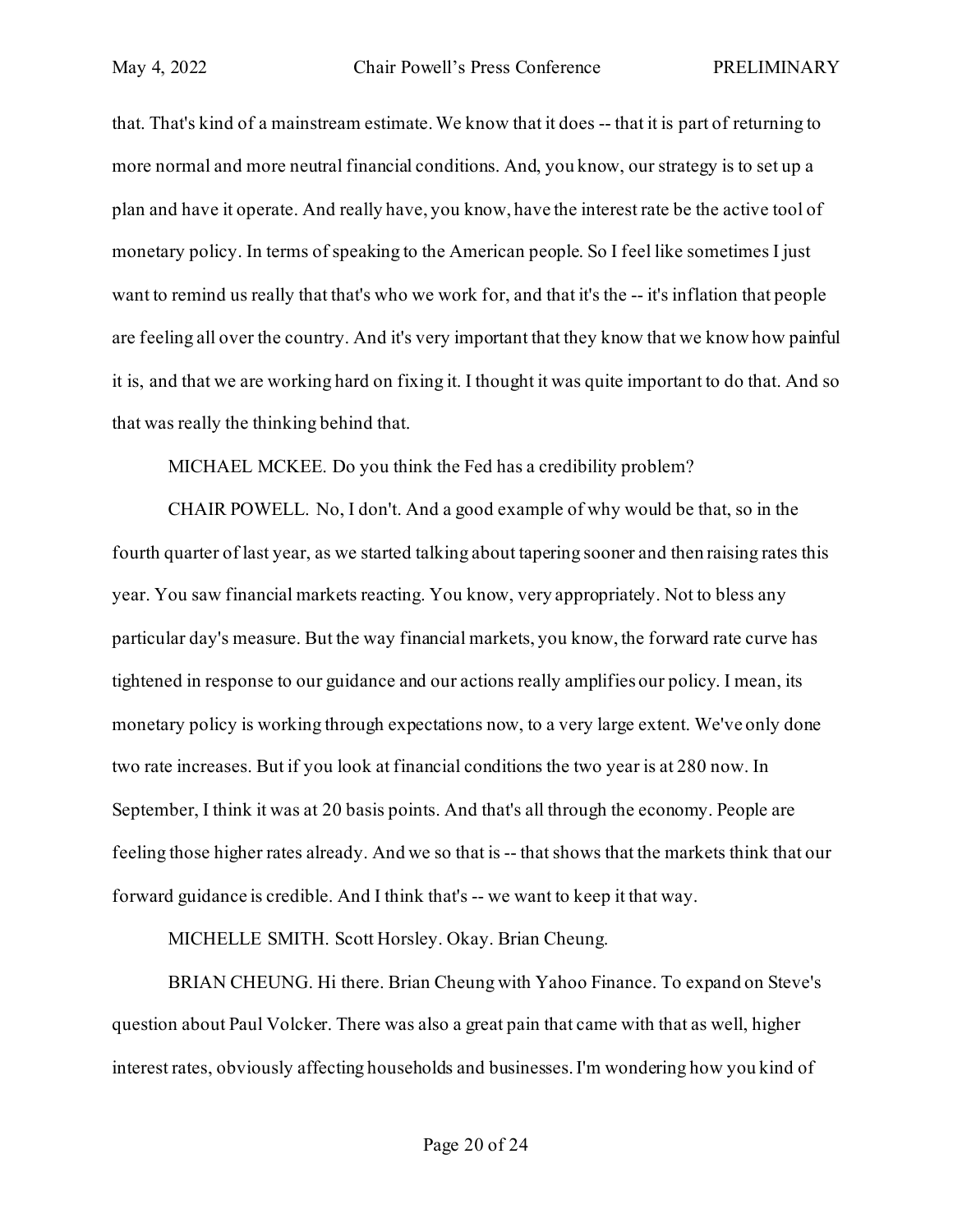that. That's kind of a mainstream estimate. We know that it does -- that it is part of returning to more normal and more neutral financial conditions. And, you know, our strategy is to set up a plan and have it operate. And really have, you know, have the interest rate be the active tool of monetary policy. In terms of speaking to the American people. So I feel like sometimes I just want to remind us really that that's who we work for, and that it's the -- it's inflation that people are feeling all over the country. And it's very important that they know that we know how painful it is, and that we are working hard on fixing it. I thought it was quite important to do that. And so that was really the thinking behind that.

MICHAEL MCKEE. Do you think the Fed has a credibility problem?

CHAIR POWELL. No, I don't. And a good example of why would be that, so in the fourth quarter of last year, as we started talking about tapering sooner and then raising rates this year. You saw financial markets reacting. You know, very appropriately. Not to bless any particular day's measure. But the way financial markets, you know, the forward rate curve has tightened in response to our guidance and our actions really amplifies our policy. I mean, its monetary policy is working through expectations now, to a very large extent. We've only done two rate increases. But if you look at financial conditions the two year is at 280 now. In September, I think it was at 20 basis points. And that's all through the economy. People are feeling those higher rates already. And we so that is -- that shows that the markets think that our forward guidance is credible. And I think that's -- we want to keep it that way.

MICHELLE SMITH. Scott Horsley. Okay. Brian Cheung.

BRIAN CHEUNG. Hi there. Brian Cheung with Yahoo Finance. To expand on Steve's question about Paul Volcker. There was also a great pain that came with that as well, higher interest rates, obviously affecting households and businesses. I'm wondering how you kind of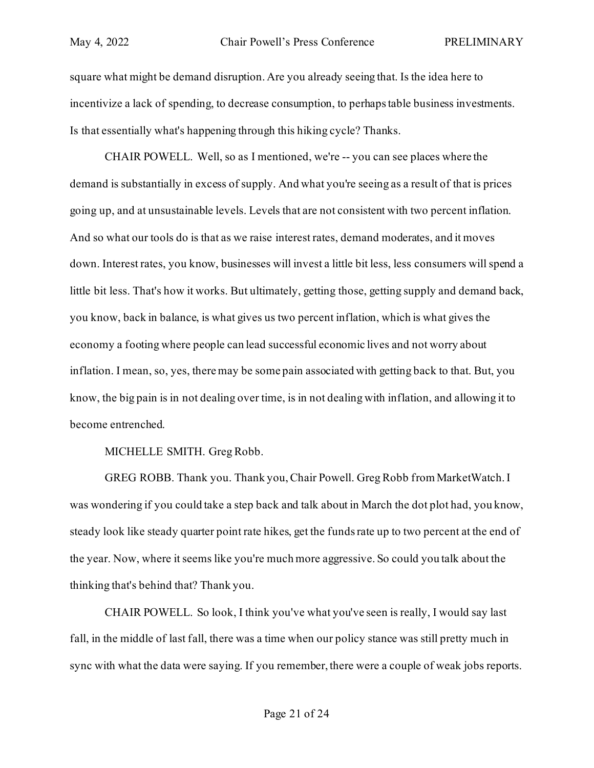square what might be demand disruption. Are you already seeing that. Is the idea here to incentivize a lack of spending, to decrease consumption, to perhaps table business investments. Is that essentially what's happening through this hiking cycle? Thanks.

CHAIR POWELL. Well, so as I mentioned, we're -- you can see places where the demand is substantially in excess of supply. And what you're seeing as a result of that is prices going up, and at unsustainable levels. Levels that are not consistent with two percent inflation. And so what our tools do is that as we raise interest rates, demand moderates, and it moves down. Interest rates, you know, businesses will invest a little bit less, less consumers will spend a little bit less. That's how it works. But ultimately, getting those, getting supply and demand back, you know, back in balance, is what gives us two percent inflation, which is what gives the economy a footing where people can lead successful economic lives and not worry about inflation. I mean, so, yes, there may be some pain associated with getting back to that. But, you know, the big pain is in not dealing over time, is in not dealing with inflation, and allowing it to become entrenched.

MICHELLE SMITH. Greg Robb.

GREG ROBB. Thank you. Thank you, Chair Powell. Greg Robb from MarketWatch. I was wondering if you could take a step back and talk about in March the dot plot had, you know, steady look like steady quarter point rate hikes, get the funds rate up to two percent at the end of the year. Now, where it seems like you're much more aggressive. So could you talk about the thinking that's behind that? Thank you.

CHAIR POWELL. So look, I think you've what you've seen is really, I would say last fall, in the middle of last fall, there was a time when our policy stance was still pretty much in sync with what the data were saying. If you remember, there were a couple of weak jobs reports.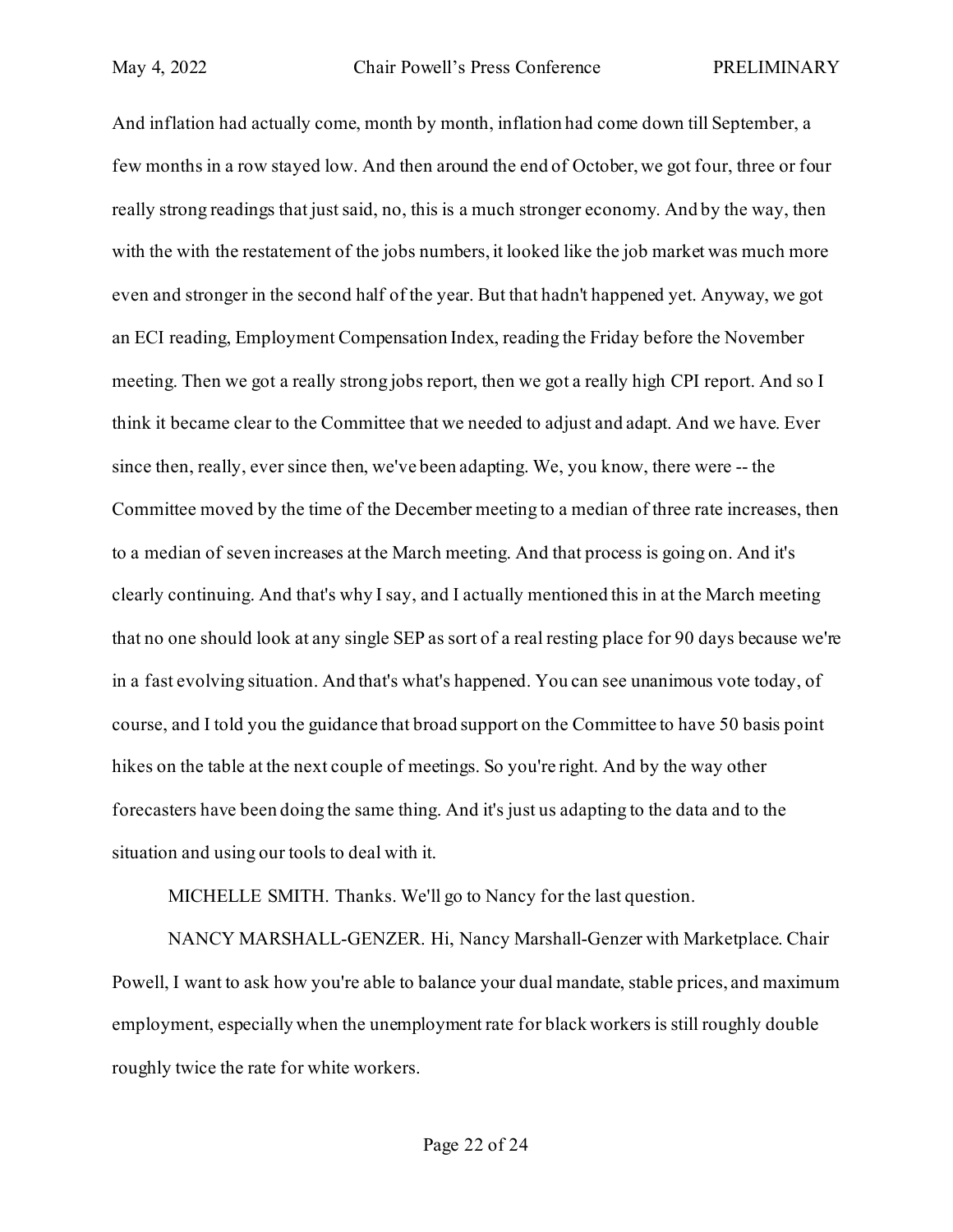And inflation had actually come, month by month, inflation had come down till September, a few months in a row stayed low. And then around the end of October, we got four, three or four really strong readings that just said, no, this is a much stronger economy. And by the way, then with the with the restatement of the jobs numbers, it looked like the job market was much more even and stronger in the second half of the year. But that hadn't happened yet. Anyway, we got an ECI reading, Employment Compensation Index, reading the Friday before the November meeting. Then we got a really strong jobs report, then we got a really high CPI report. And so I think it became clear to the Committee that we needed to adjust and adapt. And we have. Ever since then, really, ever since then, we've been adapting. We, you know, there were -- the Committee moved by the time of the December meeting to a median of three rate increases, then to a median of seven increases at the March meeting. And that process is going on. And it's clearly continuing. And that's why I say, and I actually mentioned this in at the March meeting that no one should look at any single SEP as sort of a real resting place for 90 days because we're in a fast evolving situation. And that's what's happened. You can see unanimous vote today, of course, and I told you the guidance that broad support on the Committee to have 50 basis point hikes on the table at the next couple of meetings. So you're right. And by the way other forecasters have been doing the same thing. And it's just us adapting to the data and to the situation and using our tools to deal with it.

MICHELLE SMITH. Thanks. We'll go to Nancy for the last question.

NANCY MARSHALL-GENZER. Hi, Nancy Marshall-Genzer with Marketplace. Chair Powell, I want to ask how you're able to balance your dual mandate, stable prices, and maximum employment, especially when the unemployment rate for black workers is still roughly double roughly twice the rate for white workers.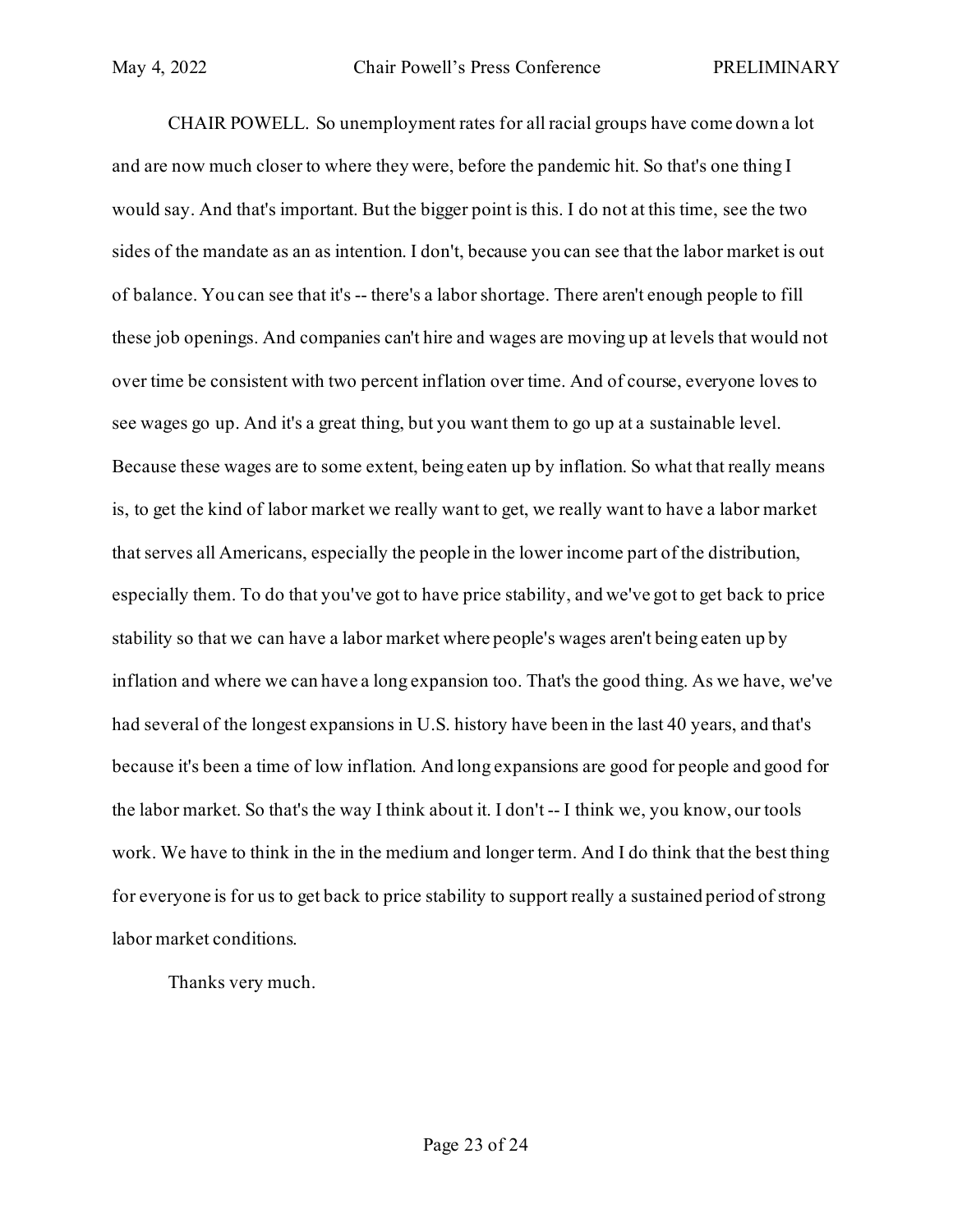CHAIR POWELL. So unemployment rates for all racial groups have come down a lot and are now much closer to where they were, before the pandemic hit. So that's one thing I would say. And that's important. But the bigger point is this. I do not at this time, see the two sides of the mandate as an as intention. I don't, because you can see that the labor market is out of balance. You can see that it's -- there's a labor shortage. There aren't enough people to fill these job openings. And companies can't hire and wages are moving up at levels that would not over time be consistent with two percent inflation over time. And of course, everyone loves to see wages go up. And it's a great thing, but you want them to go up at a sustainable level. Because these wages are to some extent, being eaten up by inflation. So what that really means is, to get the kind of labor market we really want to get, we really want to have a labor market that serves all Americans, especially the people in the lower income part of the distribution, especially them. To do that you've got to have price stability, and we've got to get back to price stability so that we can have a labor market where people's wages aren't being eaten up by inflation and where we can have a long expansion too. That's the good thing. As we have, we've had several of the longest expansions in U.S. history have been in the last 40 years, and that's because it's been a time of low inflation. And long expansions are good for people and good for the labor market. So that's the way I think about it. I don't -- I think we, you know, our tools work. We have to think in the in the medium and longer term. And I do think that the best thing for everyone is for us to get back to price stability to support really a sustained period of strong labor market conditions.

Thanks very much.